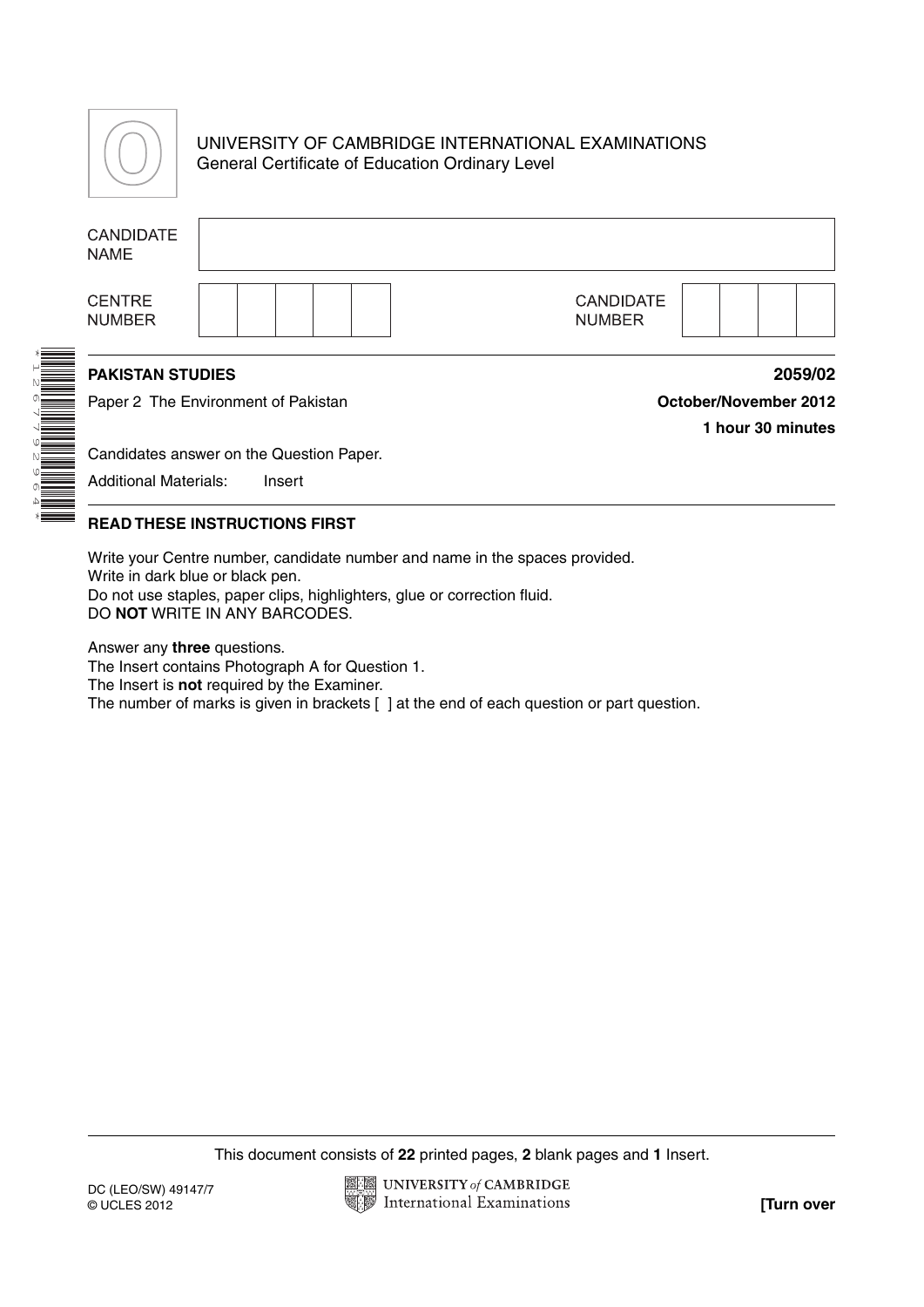UNIVERSITY OF CAMBRIDGE INTERNATIONAL EXAMINATIONS
General Certificate of Education Ordinary Level

| CANDIDATE NAME | |
|---|---|

| CENTRE NUMBER | | CANDIDATE NUMBER | |
|---|---|---|---|

**PAKISTAN STUDIES** **2059/02**

Paper 2 The Environment of Pakistan **October/November 2012**

**1 hour 30 minutes**

Candidates answer on the Question Paper.

Additional Materials: Insert

**READ THESE INSTRUCTIONS FIRST**

Write your Centre number, candidate number and name in the spaces provided.
Write in dark blue or black pen.
Do not use staples, paper clips, highlighters, glue or correction fluid.
DO **NOT** WRITE IN ANY BARCODES.

Answer any **three** questions.
The Insert contains Photograph A for Question 1.
The Insert is **not** required by the Examiner.
The number of marks is given in brackets [ ] at the end of each question or part question.

This document consists of **22** printed pages, **2** blank pages and **1** Insert.

DC (LEO/SW) 49147/7
© UCLES 2012

**[Turn over**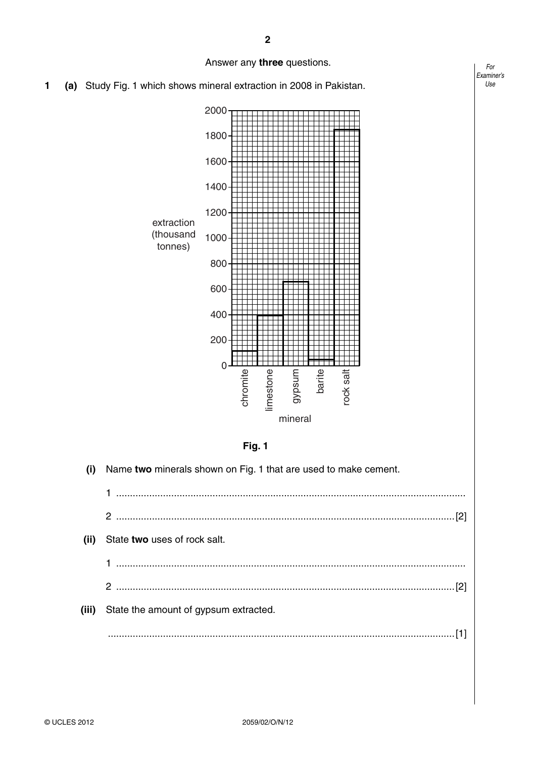Answer any **three** questions.

**1 (a)** Study Fig. 1 which shows mineral extraction in 2008 in Pakistan.

**Fig. 1**

**(i)** Name **two** minerals shown on Fig. 1 that are used to make cement.

1 ..............................................................................................................................

2 ..............................................................................................................................[2]

**(ii)** State **two** uses of rock salt.

1 ..............................................................................................................................

2 ..............................................................................................................................[2]

**(iii)** State the amount of gypsum extracted.

..............................................................................................................................[1]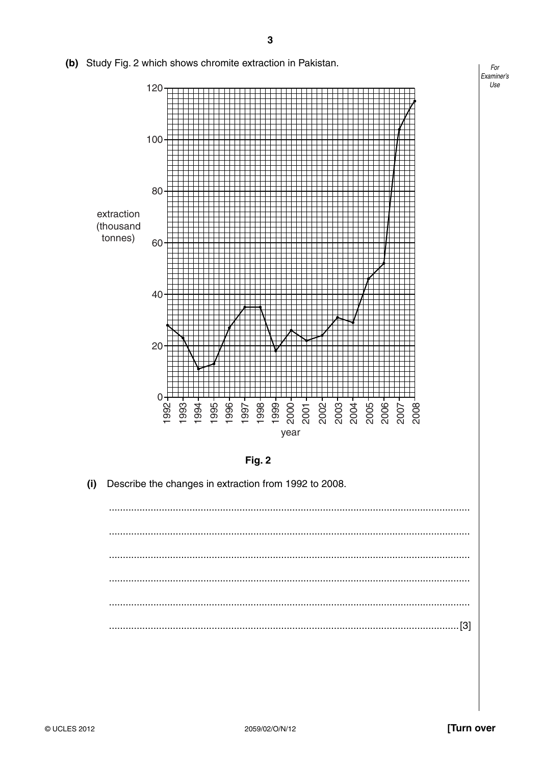**(b)** Study Fig. 2 which shows chromite extraction in Pakistan.

**Fig. 2**

**(i)** Describe the changes in extraction from 1992 to 2008.

...................................................................................................................................

...................................................................................................................................

...................................................................................................................................

...................................................................................................................................

...................................................................................................................................

............................................................................................................................... [3]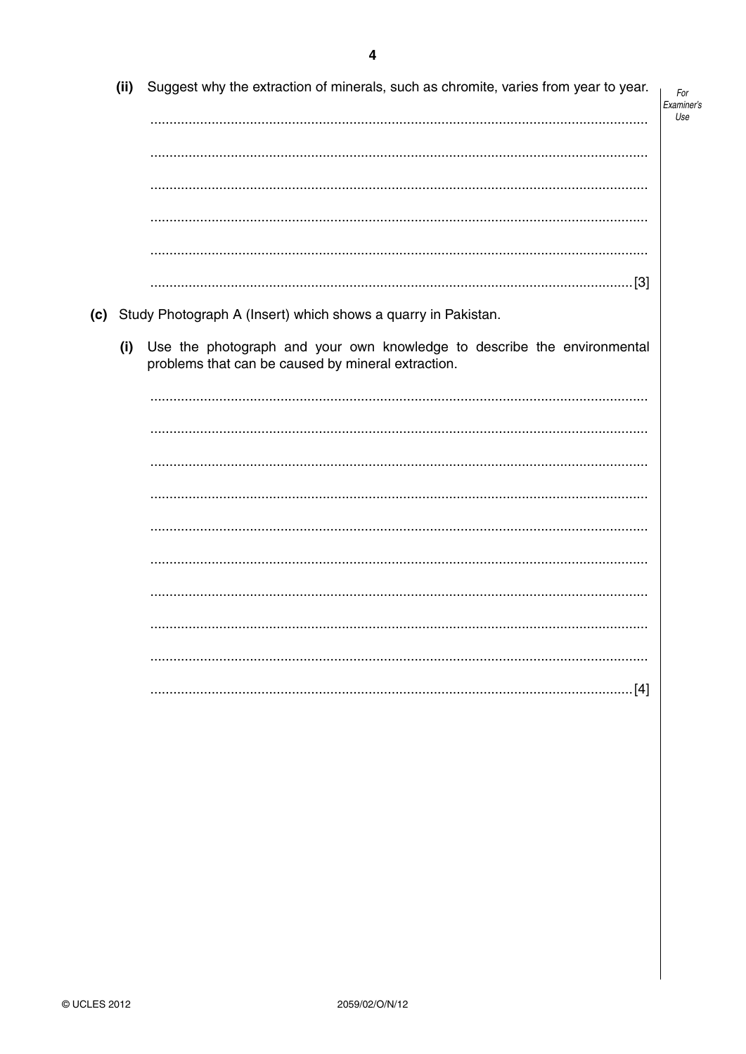(ii) Suggest why the extraction of minerals, such as chromite, varies from year to year.

..................................................................................................................................

..................................................................................................................................

..................................................................................................................................

..................................................................................................................................

..................................................................................................................................

.............................................................................................................................. [3]

(c) Study Photograph A (Insert) which shows a quarry in Pakistan.

(i) Use the photograph and your own knowledge to describe the environmental problems that can be caused by mineral extraction.

..................................................................................................................................

..................................................................................................................................

..................................................................................................................................

..................................................................................................................................

..................................................................................................................................

..................................................................................................................................

..................................................................................................................................

..................................................................................................................................

..................................................................................................................................

.............................................................................................................................. [4]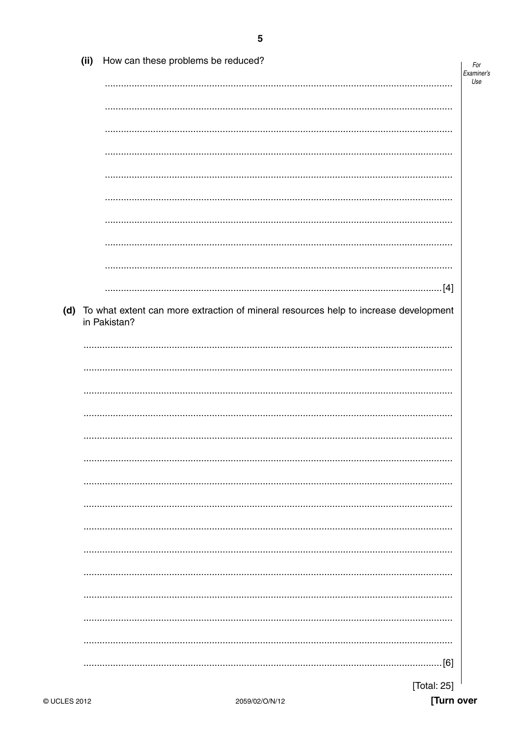(ii) How can these problems be reduced?

..........................................................................................................................................

..........................................................................................................................................

..........................................................................................................................................

..........................................................................................................................................

..........................................................................................................................................

..........................................................................................................................................

..........................................................................................................................................

..........................................................................................................................................

..........................................................................................................................................

.................................................................................................................................... [4]

(d) To what extent can more extraction of mineral resources help to increase development in Pakistan?

..........................................................................................................................................

..........................................................................................................................................

..........................................................................................................................................

..........................................................................................................................................

..........................................................................................................................................

..........................................................................................................................................

..........................................................................................................................................

..........................................................................................................................................

..........................................................................................................................................

..........................................................................................................................................

..........................................................................................................................................

..........................................................................................................................................

..........................................................................................................................................

..........................................................................................................................................

.................................................................................................................................... [6]

[Total: 25]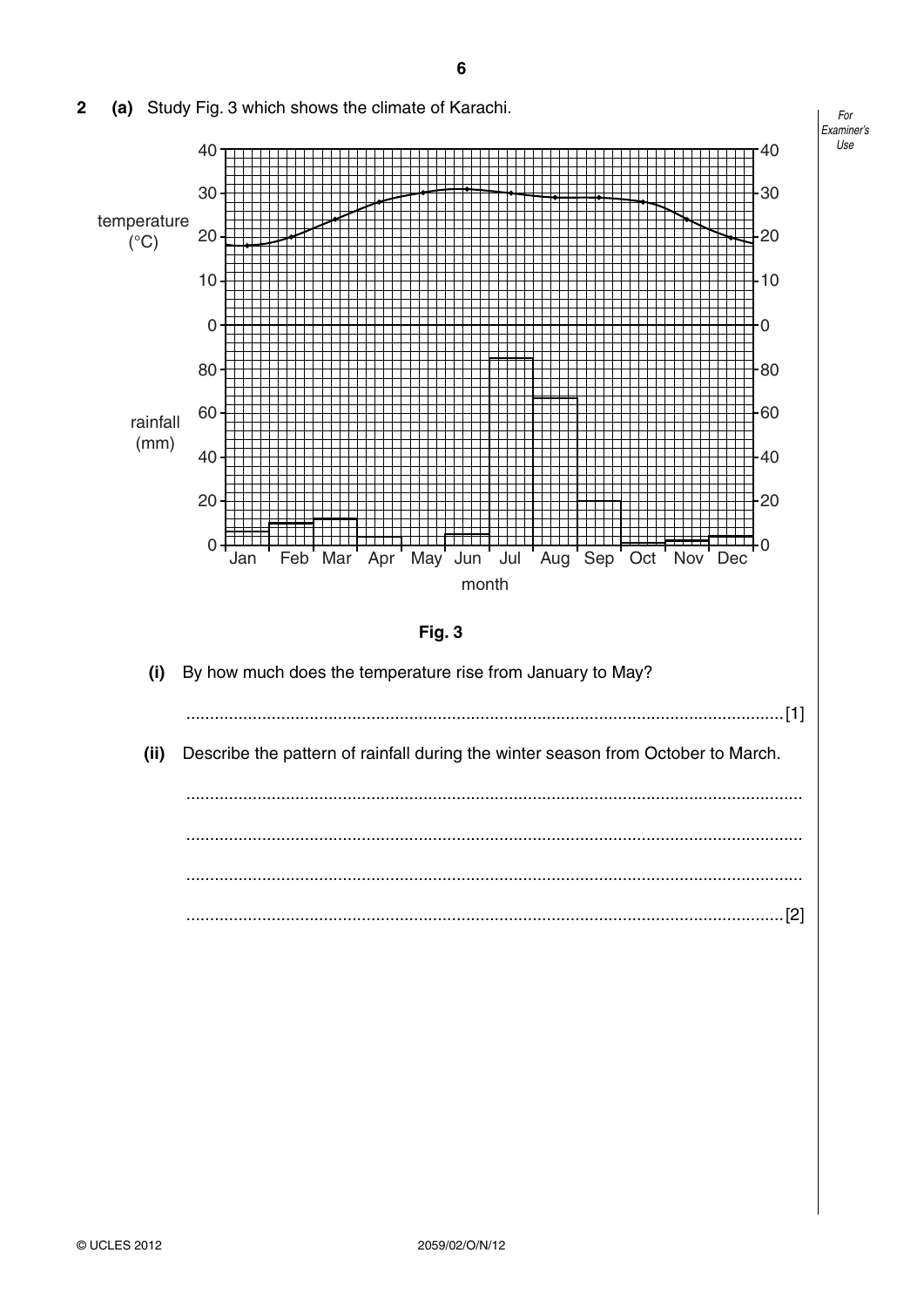**2** **(a)** Study Fig. 3 which shows the climate of Karachi.

**Fig. 3**

**(i)** By how much does the temperature rise from January to May?

............................................................................................................................[1]

**(ii)** Describe the pattern of rainfall during the winter season from October to March.

...............................................................................................................................

...............................................................................................................................

...............................................................................................................................

............................................................................................................................[2]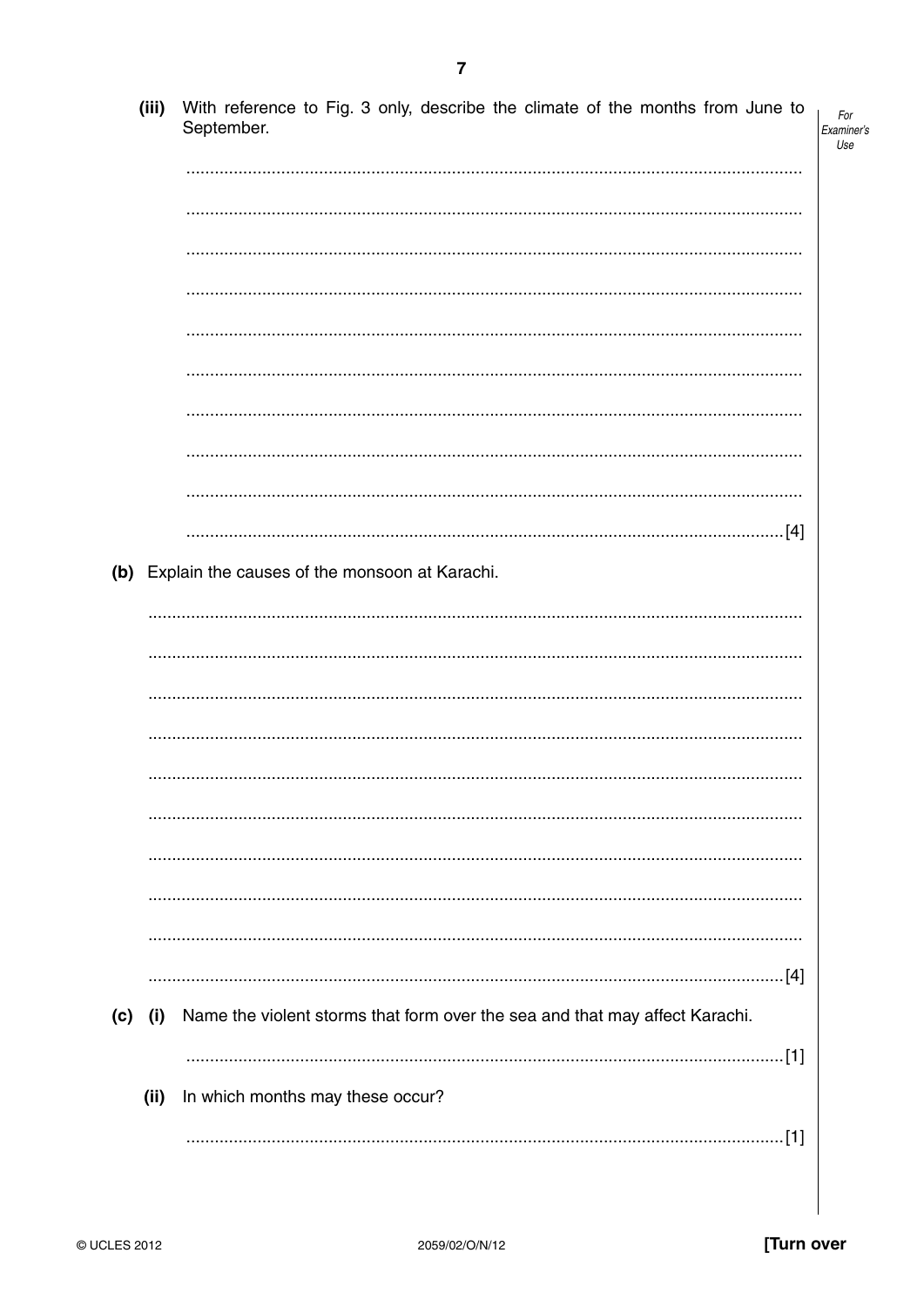(iii) With reference to Fig. 3 only, describe the climate of the months from June to September.

..........................................................................................................................................

..........................................................................................................................................

..........................................................................................................................................

..........................................................................................................................................

..........................................................................................................................................

..........................................................................................................................................

..........................................................................................................................................

..........................................................................................................................................

..........................................................................................................................................

.................................................................................................................................... [4]

(b) Explain the causes of the monsoon at Karachi.

..........................................................................................................................................

..........................................................................................................................................

..........................................................................................................................................

..........................................................................................................................................

..........................................................................................................................................

..........................................................................................................................................

..........................................................................................................................................

..........................................................................................................................................

..........................................................................................................................................

.................................................................................................................................... [4]

(c) (i) Name the violent storms that form over the sea and that may affect Karachi.

.................................................................................................................................... [1]

(ii) In which months may these occur?

.................................................................................................................................... [1]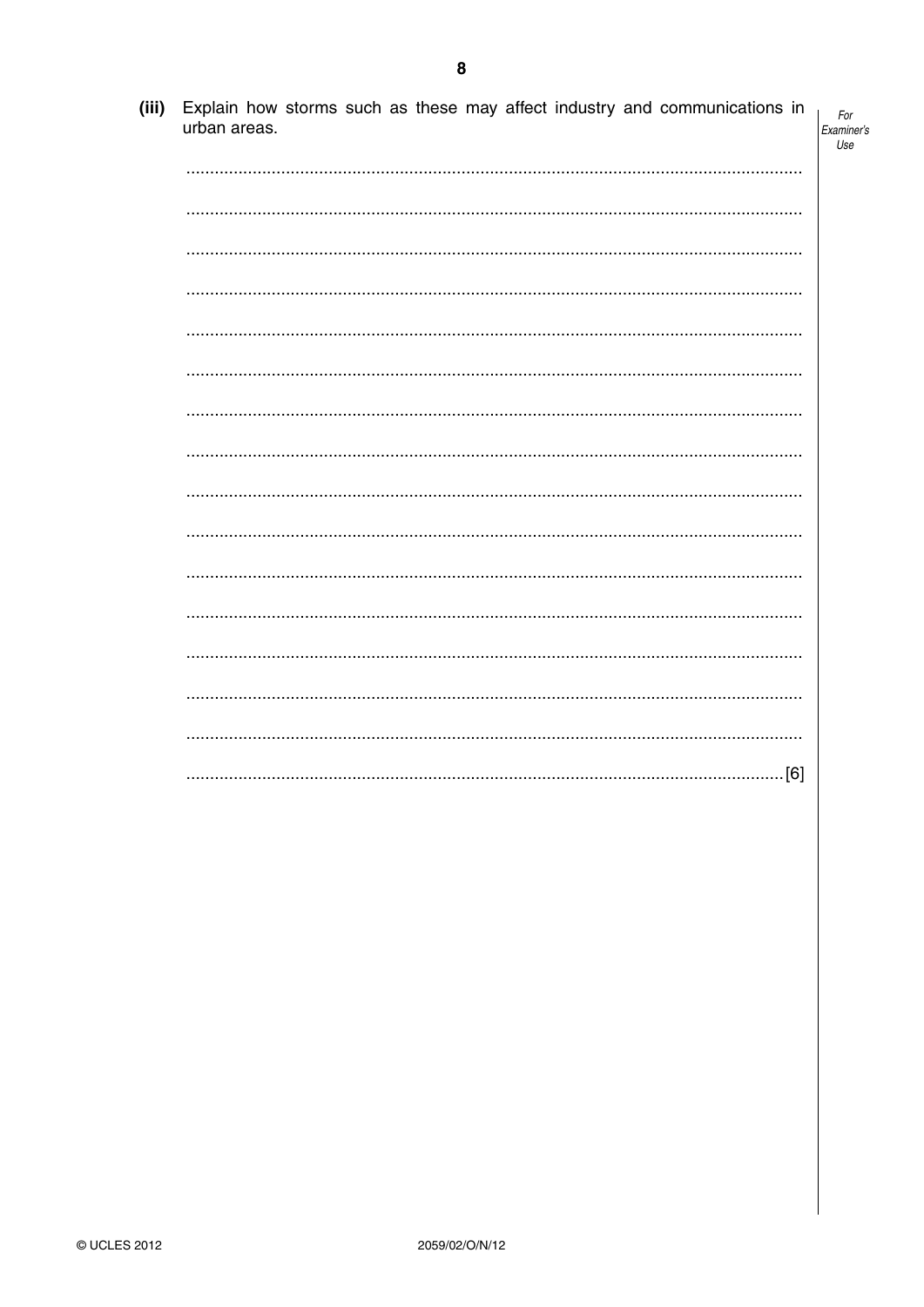**(iii)** Explain how storms such as these may affect industry and communications in urban areas.

..............................................................................................................................

..............................................................................................................................

..............................................................................................................................

..............................................................................................................................

..............................................................................................................................

..............................................................................................................................

..............................................................................................................................

..............................................................................................................................

..............................................................................................................................

..............................................................................................................................

..............................................................................................................................

..............................................................................................................................

..............................................................................................................................

..............................................................................................................................

..............................................................................................................................

.......................................................................................................................... [6]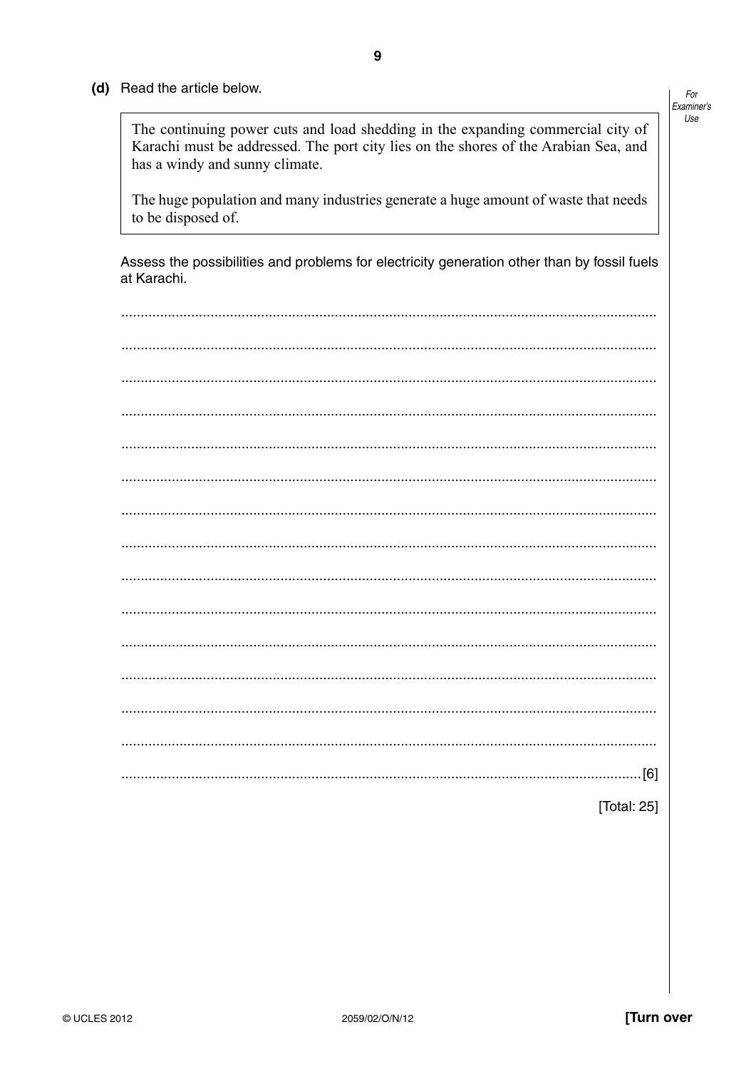**(d)** Read the article below.

> The continuing power cuts and load shedding in the expanding commercial city of Karachi must be addressed. The port city lies on the shores of the Arabian Sea, and has a windy and sunny climate.
>
> The huge population and many industries generate a huge amount of waste that needs to be disposed of.

Assess the possibilities and problems for electricity generation other than by fossil fuels at Karachi.

..........................................................................................................................................

..........................................................................................................................................

..........................................................................................................................................

..........................................................................................................................................

..........................................................................................................................................

..........................................................................................................................................

..........................................................................................................................................

..........................................................................................................................................

..........................................................................................................................................

..........................................................................................................................................

..........................................................................................................................................

..........................................................................................................................................

..........................................................................................................................................

..........................................................................................................................................

..................................................................................................................................... [6]

[Total: 25]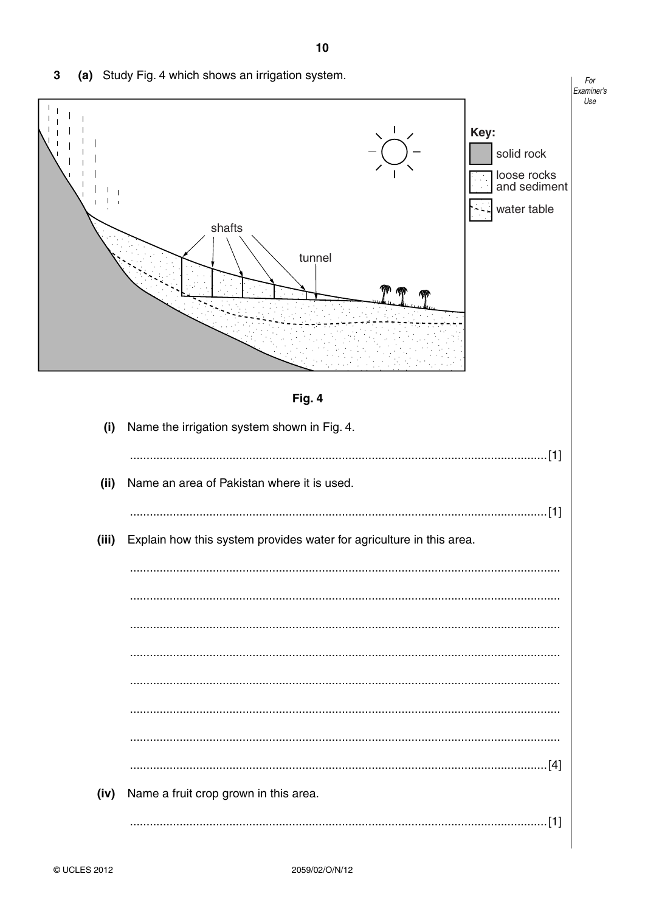**3 (a)** Study Fig. 4 which shows an irrigation system.

Key:
- solid rock
- loose rocks and sediment
- water table

shafts

tunnel

Fig. 4

**(i)** Name the irrigation system shown in Fig. 4.

..................................................................................................................... [1]

**(ii)** Name an area of Pakistan where it is used.

..................................................................................................................... [1]

**(iii)** Explain how this system provides water for agriculture in this area.

.....................................................................................................................

.....................................................................................................................

.....................................................................................................................

.....................................................................................................................

.....................................................................................................................

.....................................................................................................................

.....................................................................................................................

..................................................................................................................... [4]

**(iv)** Name a fruit crop grown in this area.

..................................................................................................................... [1]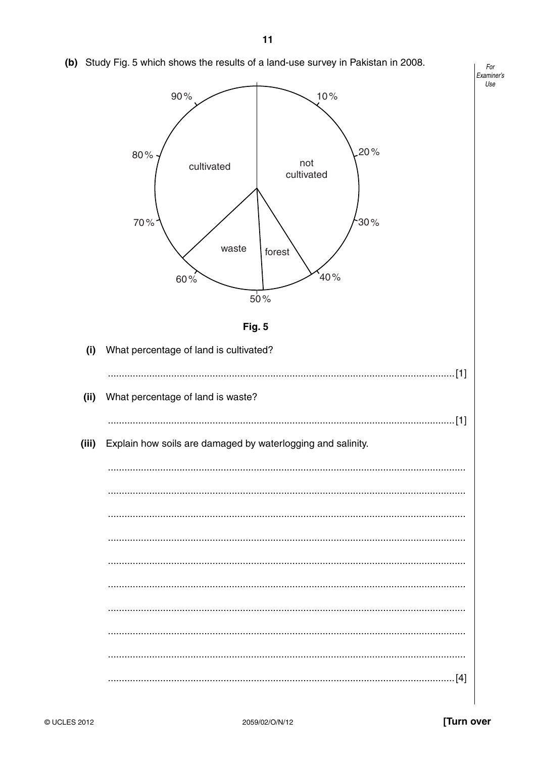**(b)** Study Fig. 5 which shows the results of a land-use survey in Pakistan in 2008.

**Fig. 5**

**(i)** What percentage of land is cultivated?

.......................................................................................................................... [1]

**(ii)** What percentage of land is waste?

.......................................................................................................................... [1]

**(iii)** Explain how soils are damaged by waterlogging and salinity.

..........................................................................................................................

..........................................................................................................................

..........................................................................................................................

..........................................................................................................................

..........................................................................................................................

..........................................................................................................................

..........................................................................................................................

..........................................................................................................................

..........................................................................................................................

.......................................................................................................................... [4]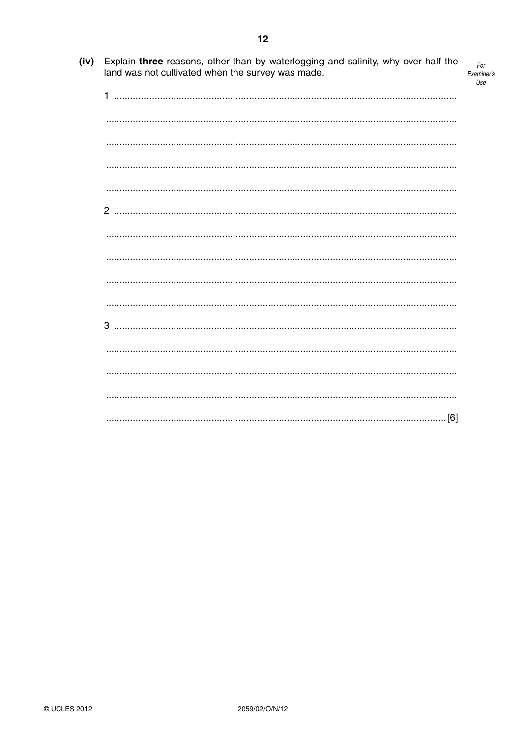(iv) Explain **three** reasons, other than by waterlogging and salinity, why over half the land was not cultivated when the survey was made.

1 ..........................................................................................................................

..........................................................................................................................

..........................................................................................................................

..........................................................................................................................

..........................................................................................................................

2 ..........................................................................................................................

..........................................................................................................................

..........................................................................................................................

..........................................................................................................................

..........................................................................................................................

3 ..........................................................................................................................

..........................................................................................................................

..........................................................................................................................

..........................................................................................................................

.......................................................................................................................... [6]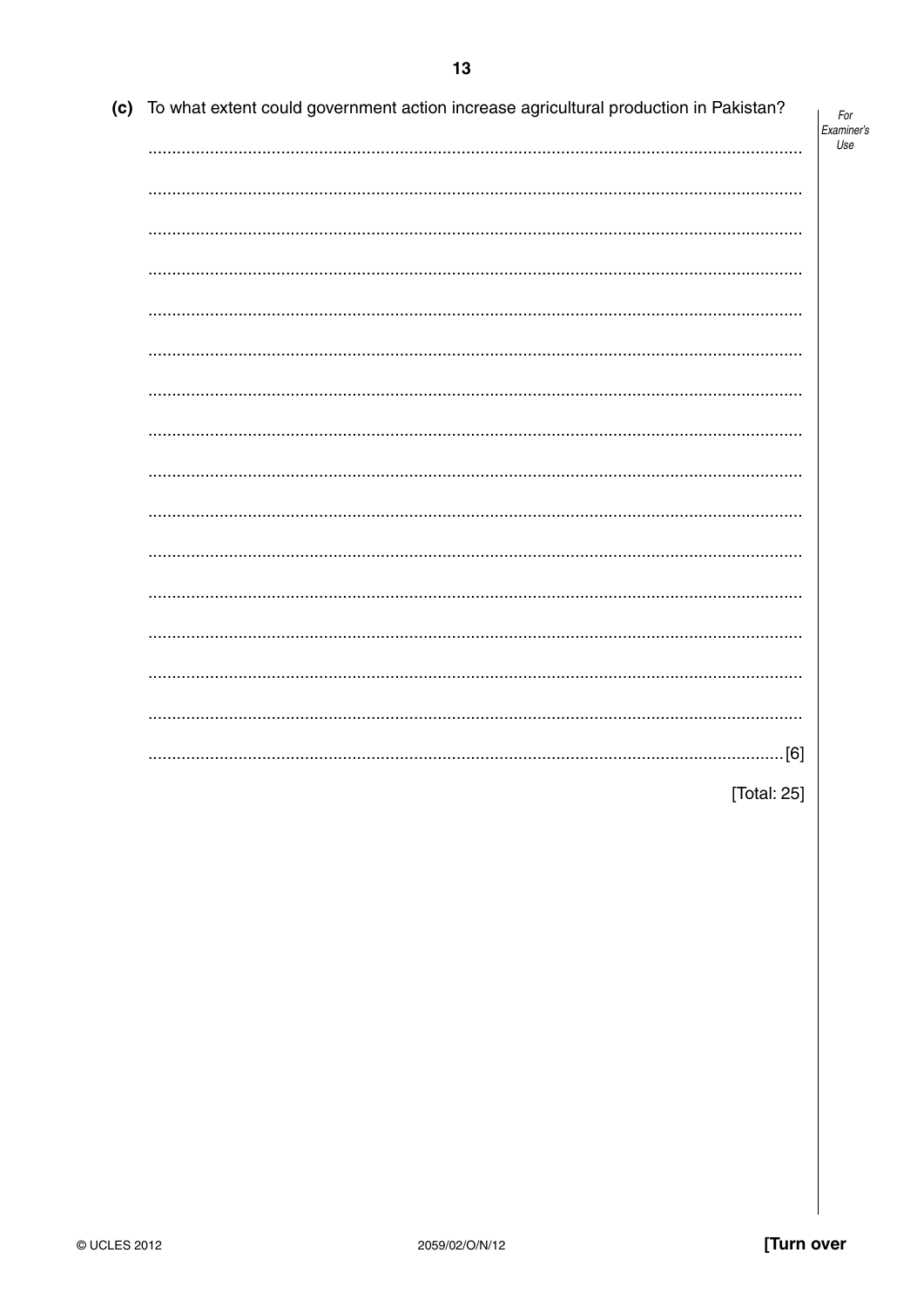(c) To what extent could government action increase agricultural production in Pakistan?

[6]

[Total: 25]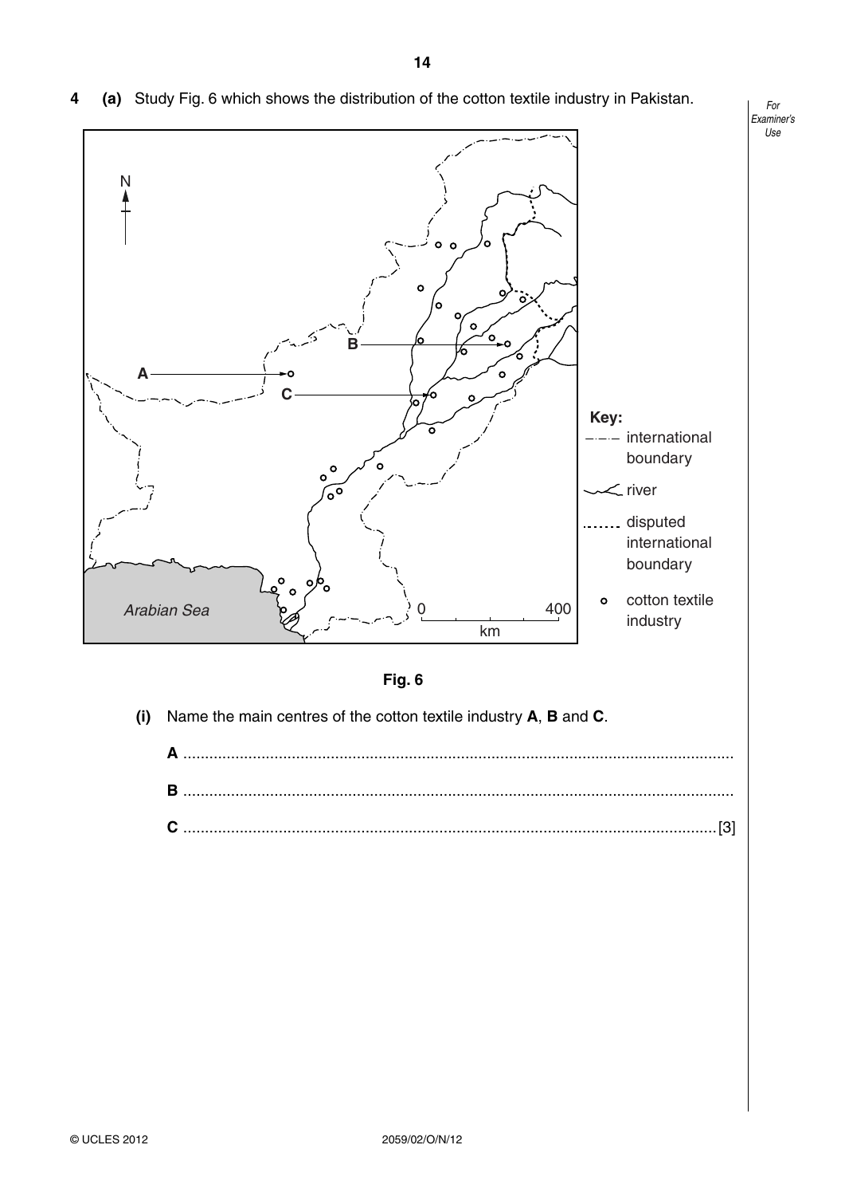**4 (a)** Study Fig. 6 which shows the distribution of the cotton textile industry in Pakistan.

Key:
- international boundary
- river
- disputed international boundary
- cotton textile industry

Arabian Sea

0 — 400 km

N

A

B

C

**Fig. 6**

**(i)** Name the main centres of the cotton textile industry **A**, **B** and **C**.

**A** ..............................................................................................................................

**B** ..............................................................................................................................

**C** ..............................................................................................................................[3]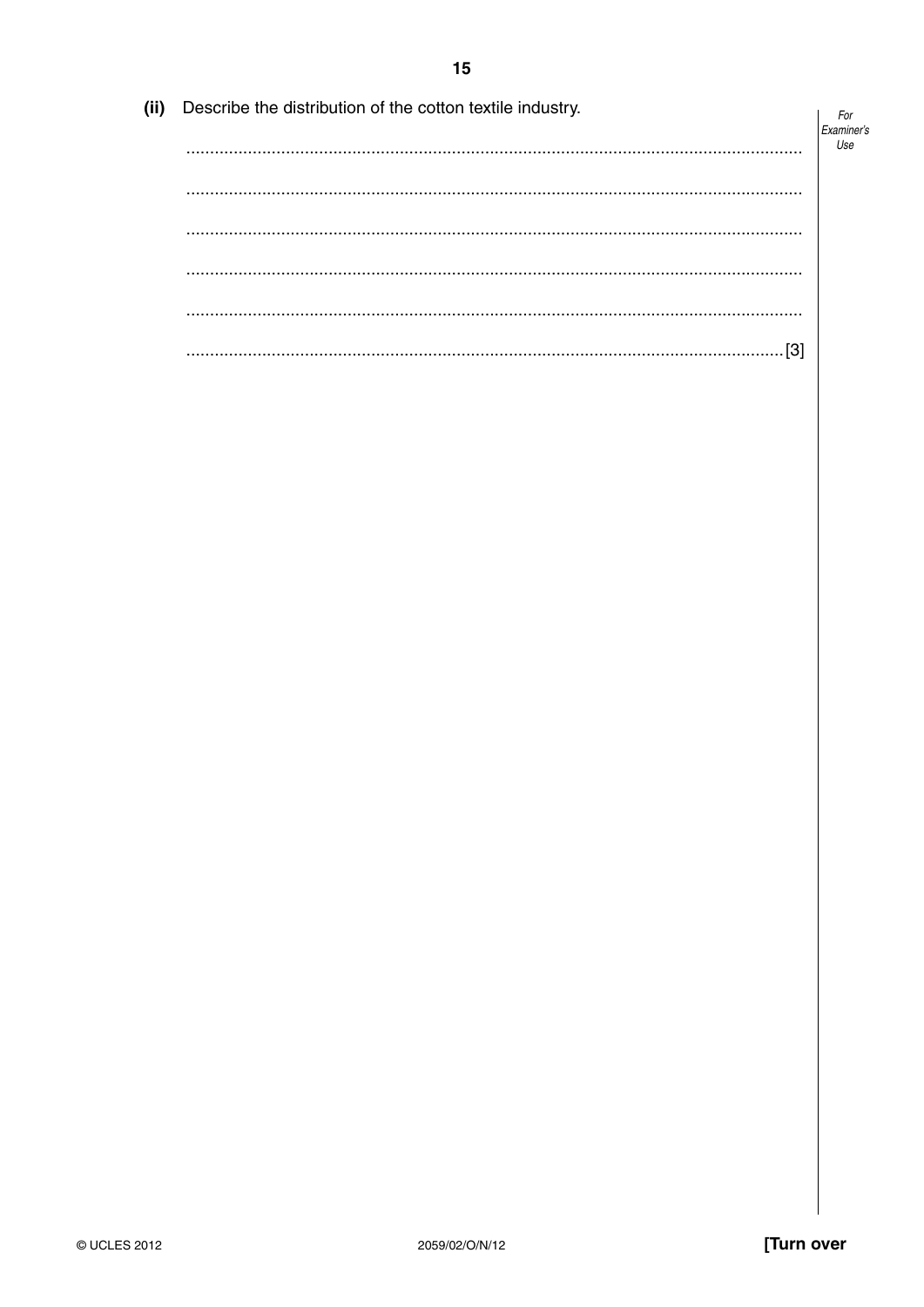**(ii)** Describe the distribution of the cotton textile industry.

..........................................................................................................................................

..........................................................................................................................................

..........................................................................................................................................

..........................................................................................................................................

..........................................................................................................................................

..........................................................................................................................................[3]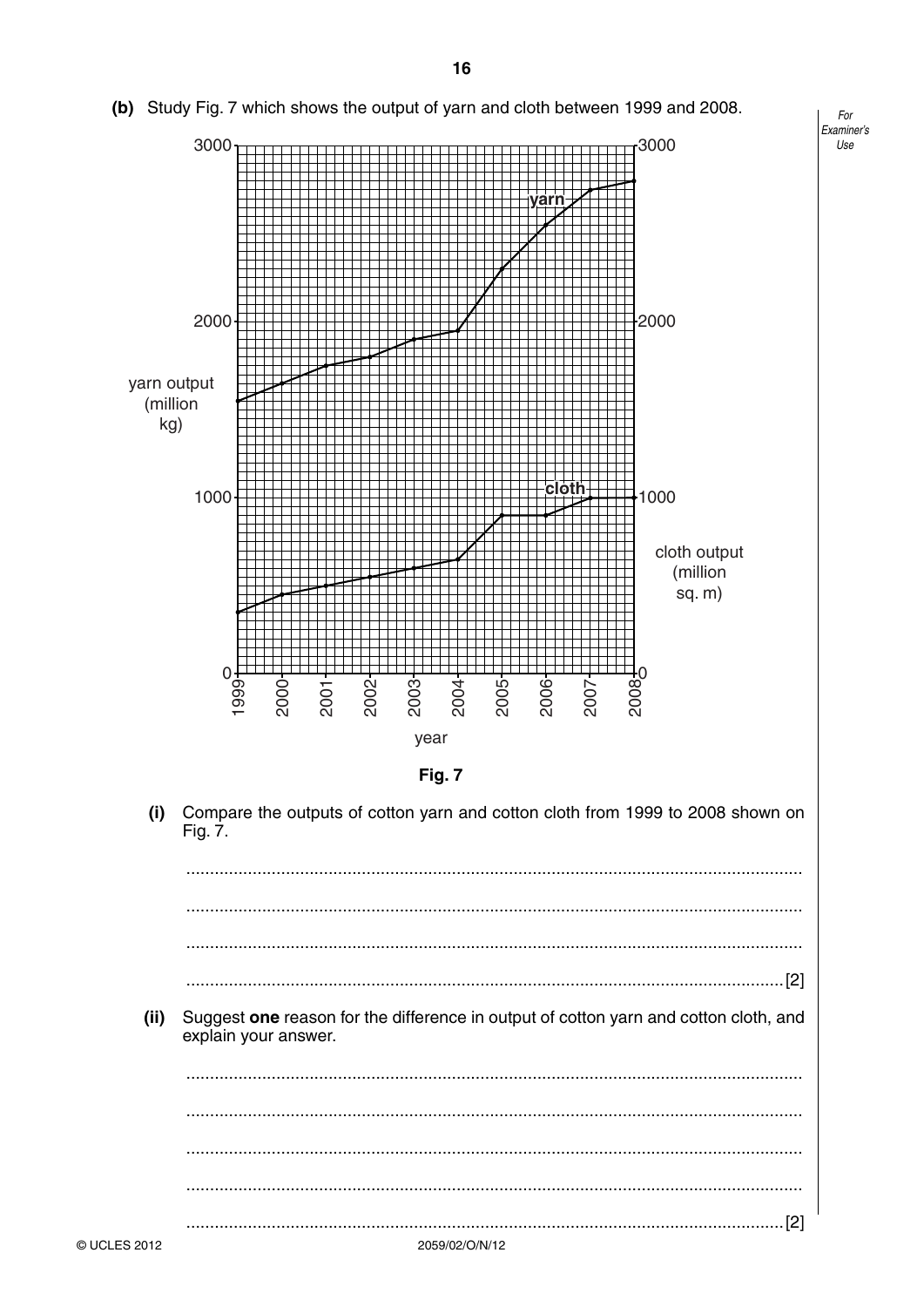**(b)** Study Fig. 7 which shows the output of yarn and cloth between 1999 and 2008.

Fig. 7

**(i)** Compare the outputs of cotton yarn and cotton cloth from 1999 to 2008 shown on Fig. 7.

..........................................................................................................................................

..........................................................................................................................................

..........................................................................................................................................

.....................................................................................................................................[2]

**(ii)** Suggest **one** reason for the difference in output of cotton yarn and cotton cloth, and explain your answer.

..........................................................................................................................................

..........................................................................................................................................

..........................................................................................................................................

..........................................................................................................................................

.....................................................................................................................................[2]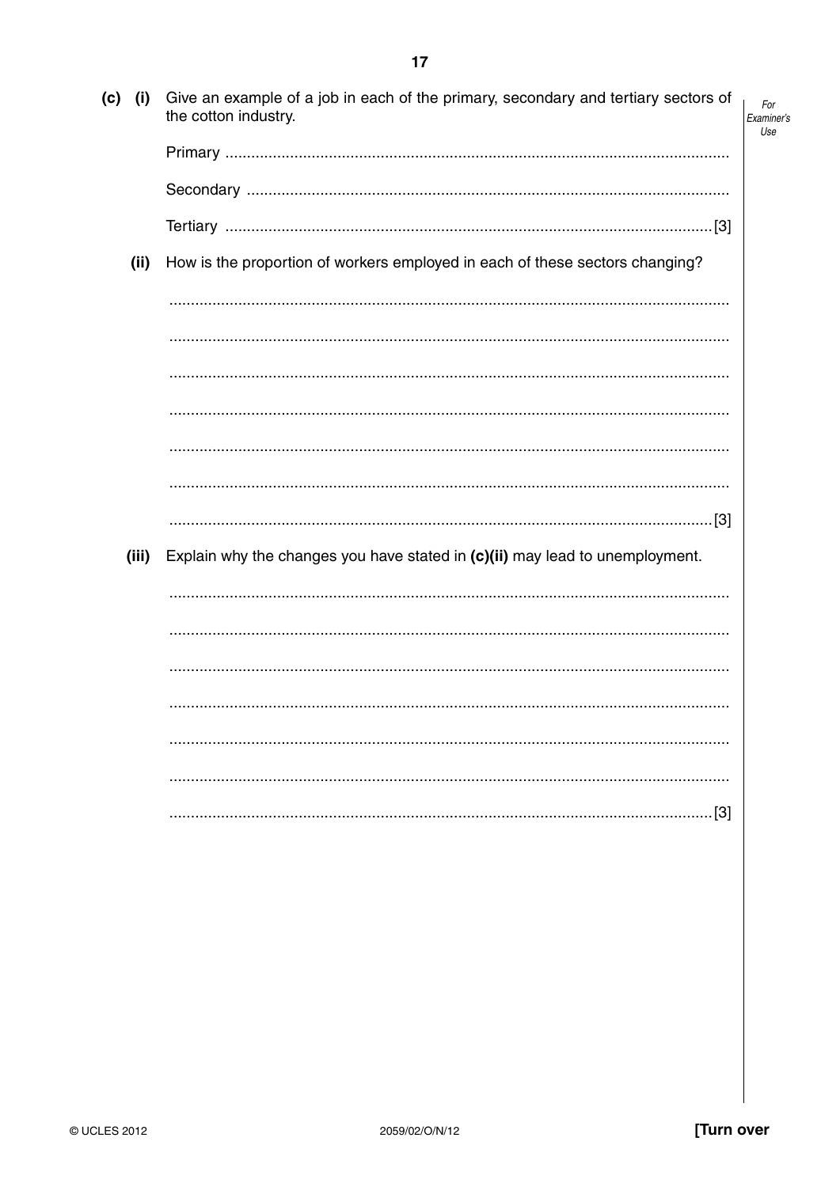(c) (i) Give an example of a job in each of the primary, secondary and tertiary sectors of the cotton industry.

Primary ..................................................................................................................

Secondary ..............................................................................................................

Tertiary ...........................................................................................................[3]

(ii) How is the proportion of workers employed in each of these sectors changing?

..................................................................................................................................

..................................................................................................................................

..................................................................................................................................

..................................................................................................................................

..................................................................................................................................

..................................................................................................................................

...........................................................................................................................[3]

(iii) Explain why the changes you have stated in **(c)(ii)** may lead to unemployment.

..................................................................................................................................

..................................................................................................................................

..................................................................................................................................

..................................................................................................................................

..................................................................................................................................

..................................................................................................................................

...........................................................................................................................[3]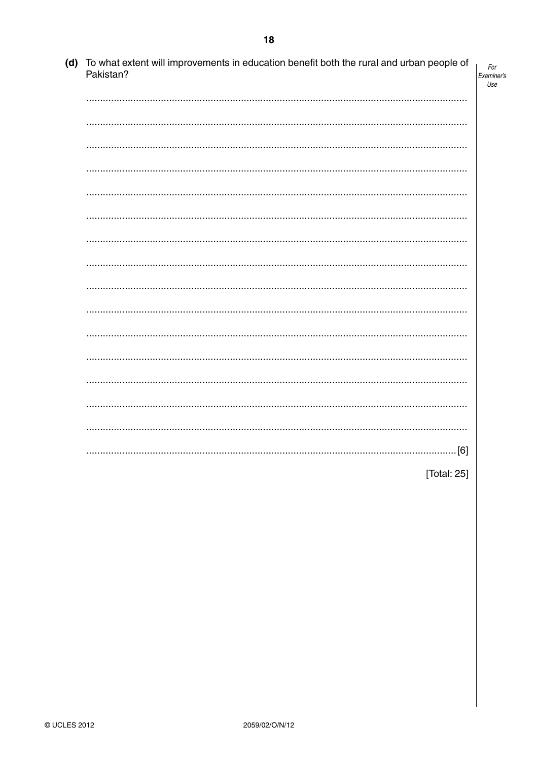(d) To what extent will improvements in education benefit both the rural and urban people of Pakistan?

[6]

[Total: 25]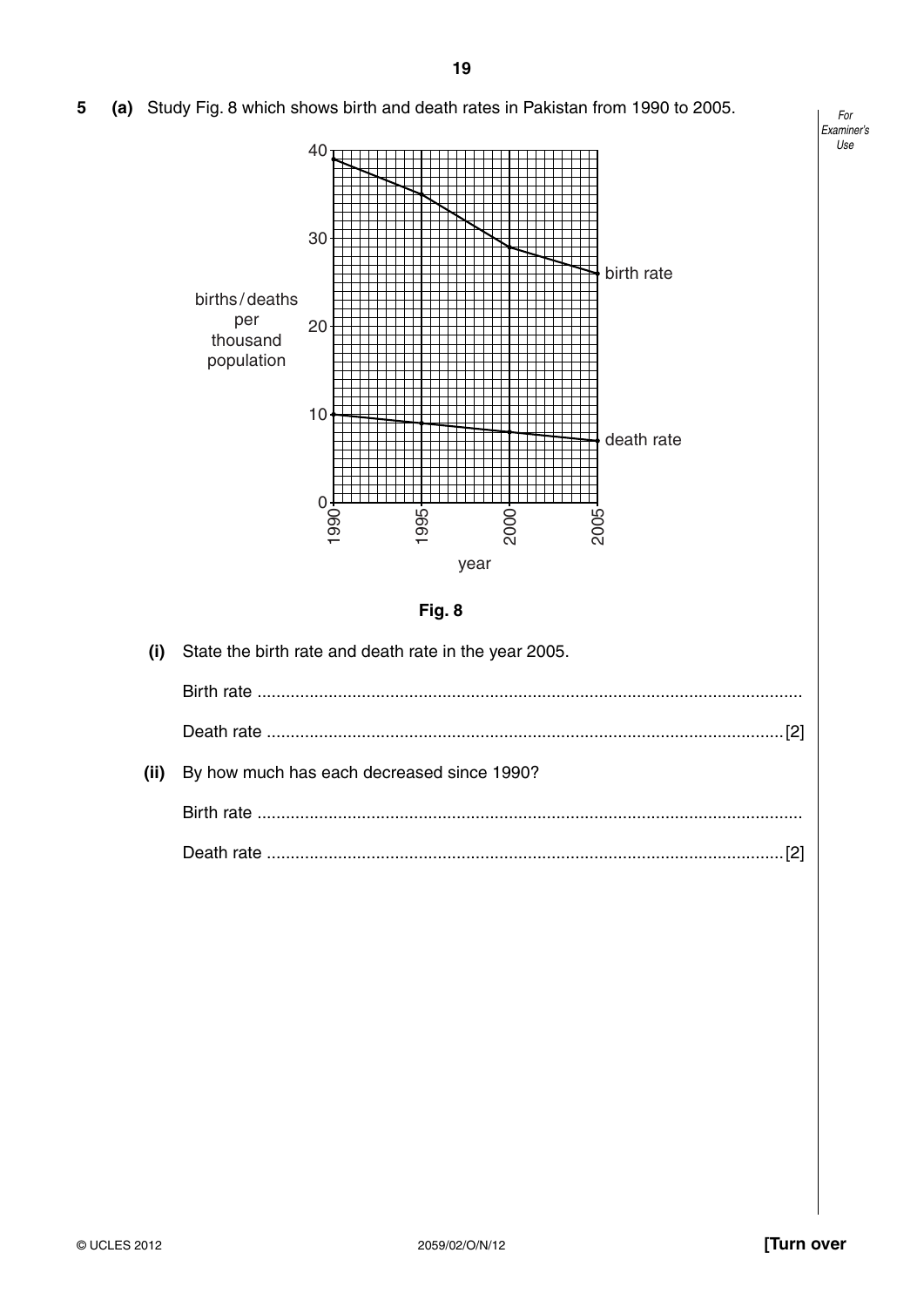**5 (a)** Study Fig. 8 which shows birth and death rates in Pakistan from 1990 to 2005.

**Fig. 8**

**(i)** State the birth rate and death rate in the year 2005.

Birth rate ..........................................................................................................

Death rate .................................................................................................... [2]

**(ii)** By how much has each decreased since 1990?

Birth rate ..........................................................................................................

Death rate .................................................................................................... [2]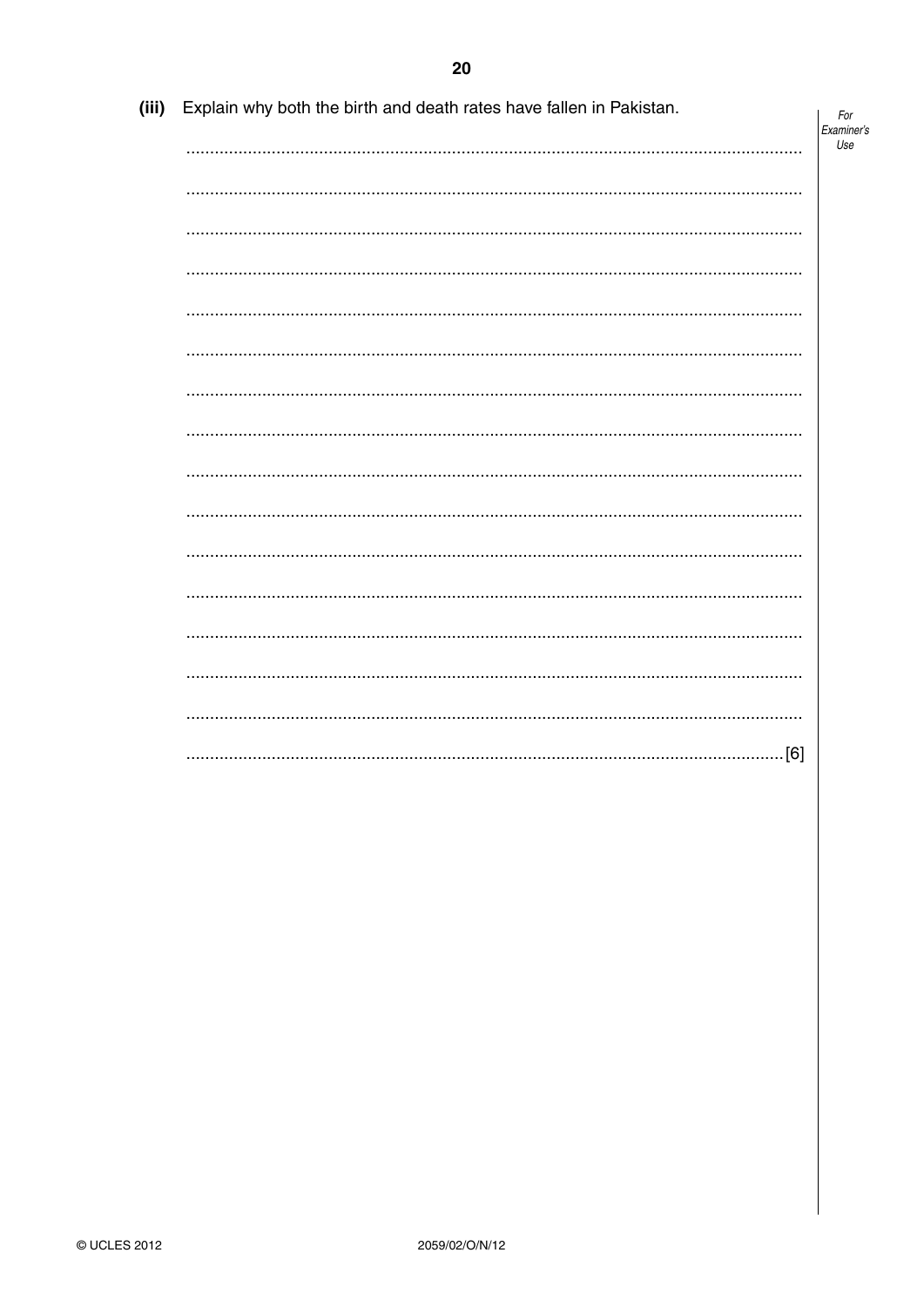**(iii)** Explain why both the birth and death rates have fallen in Pakistan.

.......................................................................................................................................

.......................................................................................................................................

.......................................................................................................................................

.......................................................................................................................................

.......................................................................................................................................

.......................................................................................................................................

.......................................................................................................................................

.......................................................................................................................................

.......................................................................................................................................

.......................................................................................................................................

.......................................................................................................................................

.......................................................................................................................................

.......................................................................................................................................

.......................................................................................................................................

.......................................................................................................................................

.................................................................................................................................. [6]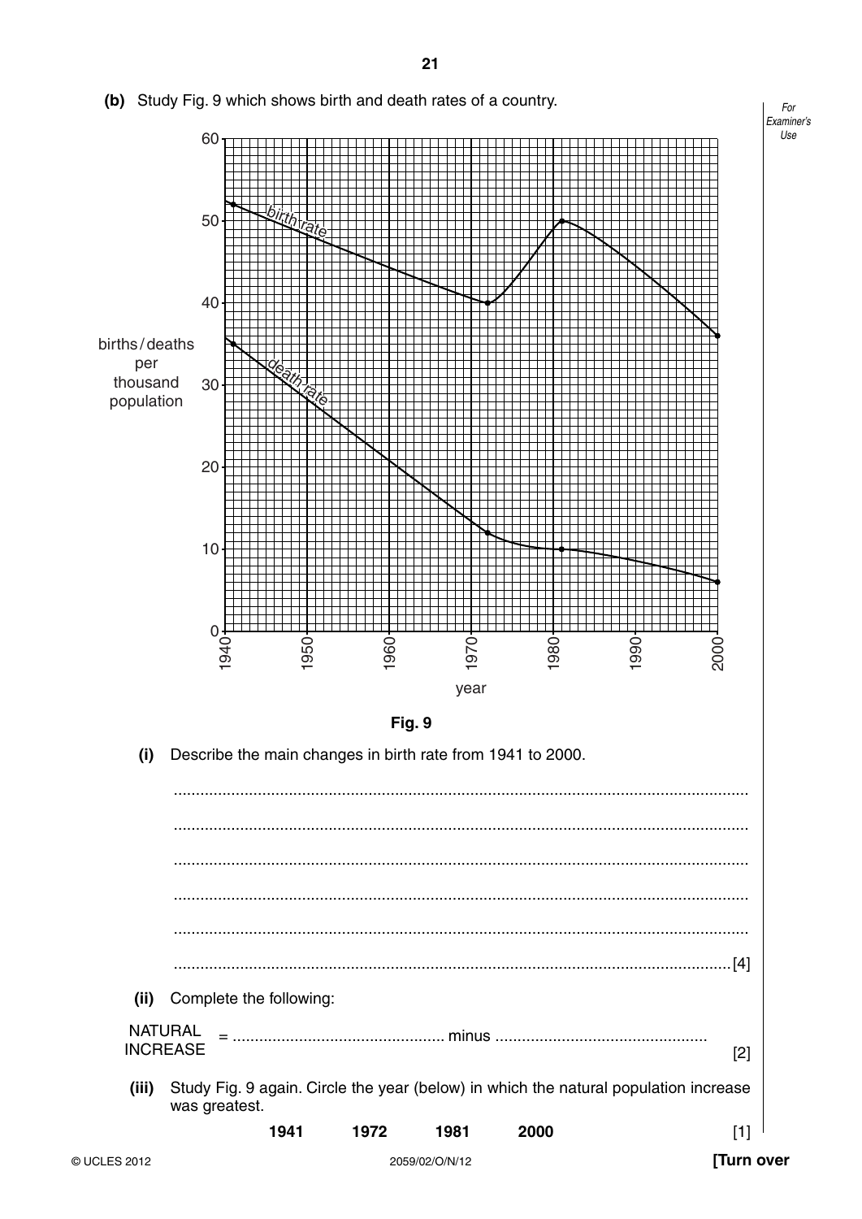**(b)** Study Fig. 9 which shows birth and death rates of a country.

**Fig. 9**

**(i)** Describe the main changes in birth rate from 1941 to 2000.

.......................................................................................................................................

.......................................................................................................................................

.......................................................................................................................................

.......................................................................................................................................

.......................................................................................................................................

.......................................................................................................................................[4]

**(ii)** Complete the following:

NATURAL INCREASE = ................................................ minus ................................................ [2]

**(iii)** Study Fig. 9 again. Circle the year (below) in which the natural population increase was greatest.

**1941** **1972** **1981** **2000** [1]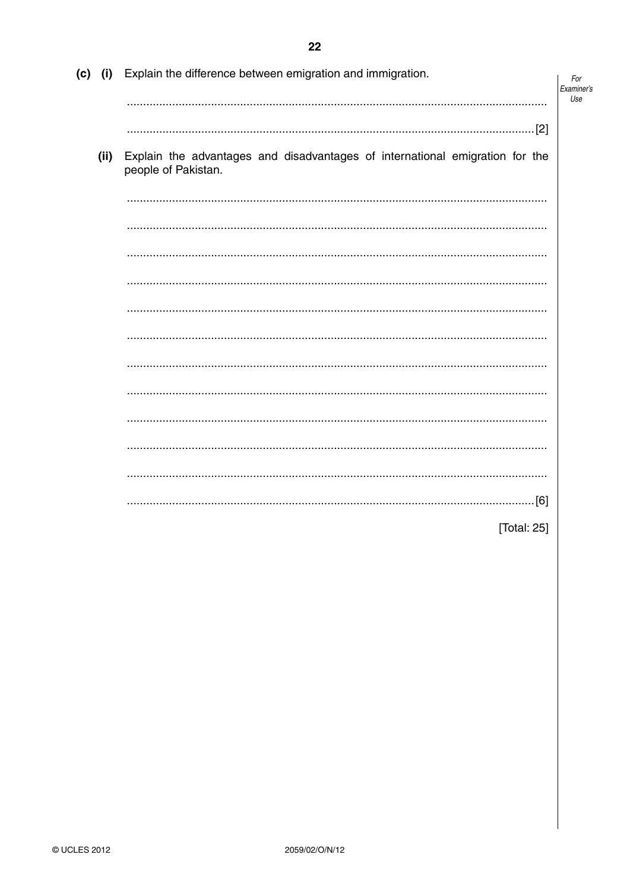(c) (i) Explain the difference between emigration and immigration.

........................................................................................................................................

........................................................................................................................................[2]

(ii) Explain the advantages and disadvantages of international emigration for the people of Pakistan.

........................................................................................................................................

........................................................................................................................................

........................................................................................................................................

........................................................................................................................................

........................................................................................................................................

........................................................................................................................................

........................................................................................................................................

........................................................................................................................................

........................................................................................................................................

........................................................................................................................................

........................................................................................................................................

........................................................................................................................................[6]

[Total: 25]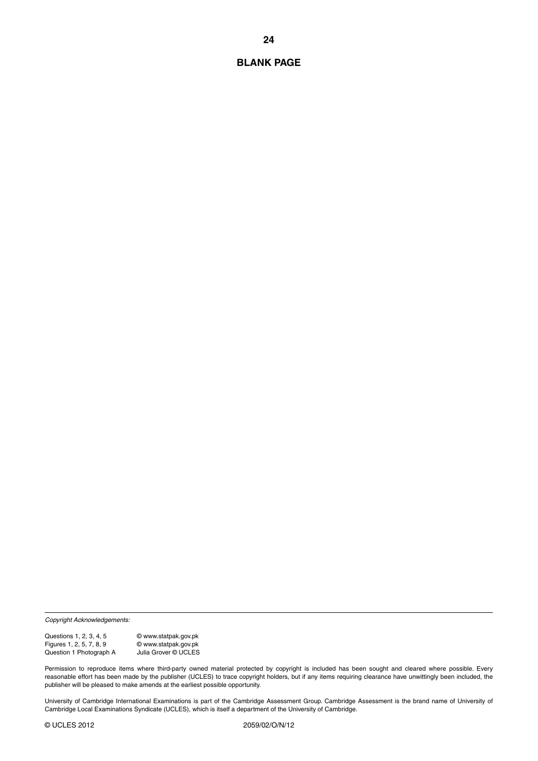**BLANK PAGE**

*Copyright Acknowledgements:*

| | |
|---|---|
| Questions 1, 2, 3, 4, 5 | © www.statpak.gov.pk |
| Figures 1, 2, 5, 7, 8, 9 | © www.statpak.gov.pk |
| Question 1 Photograph A | Julia Grover © UCLES |

Permission to reproduce items where third-party owned material protected by copyright is included has been sought and cleared where possible. Every reasonable effort has been made by the publisher (UCLES) to trace copyright holders, but if any items requiring clearance have unwittingly been included, the publisher will be pleased to make amends at the earliest possible opportunity.

University of Cambridge International Examinations is part of the Cambridge Assessment Group. Cambridge Assessment is the brand name of University of Cambridge Local Examinations Syndicate (UCLES), which is itself a department of the University of Cambridge.

© UCLES 2012 2059/02/O/N/12